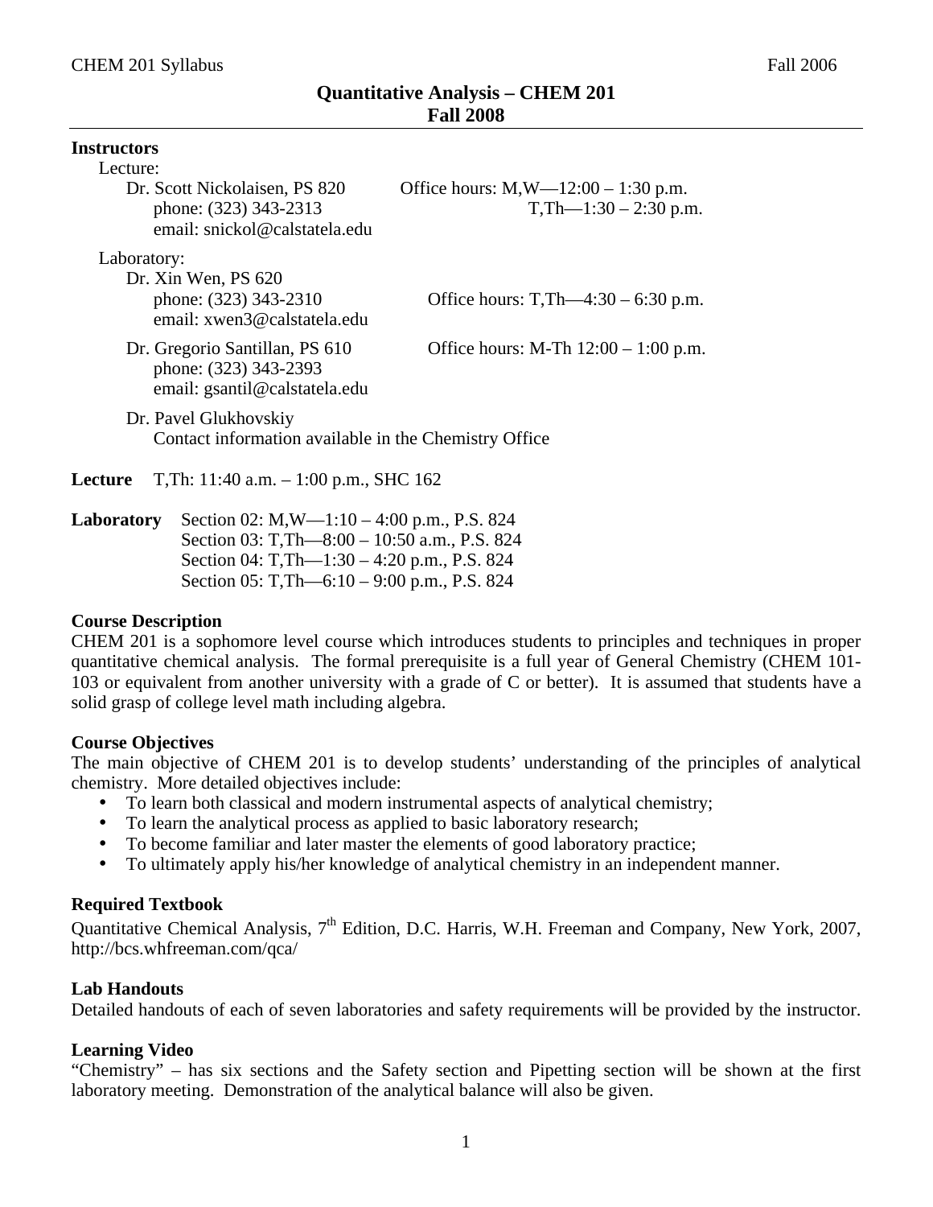# Quantitative Analysis – CHEM 201
## Fall 2008

**Instructors**

Lecture:

Dr. Scott Nickolaisen, PS 820
phone: (323) 343-2313
email: snickol@calstatela.edu
Office hours: M,W—12:00 – 1:30 p.m.
T,Th—1:30 – 2:30 p.m.

Laboratory:

Dr. Xin Wen, PS 620
phone: (323) 343-2310
email: xwen3@calstatela.edu
Office hours: T,Th—4:30 – 6:30 p.m.

Dr. Gregorio Santillan, PS 610
phone: (323) 343-2393
email: gsantil@calstatela.edu
Office hours: M-Th 12:00 – 1:00 p.m.

Dr. Pavel Glukhovskiy
Contact information available in the Chemistry Office

**Lecture** T,Th: 11:40 a.m. – 1:00 p.m., SHC 162

**Laboratory**
Section 02: M,W—1:10 – 4:00 p.m., P.S. 824
Section 03: T,Th—8:00 – 10:50 a.m., P.S. 824
Section 04: T,Th—1:30 – 4:20 p.m., P.S. 824
Section 05: T,Th—6:10 – 9:00 p.m., P.S. 824

### Course Description

CHEM 201 is a sophomore level course which introduces students to principles and techniques in proper quantitative chemical analysis. The formal prerequisite is a full year of General Chemistry (CHEM 101-103 or equivalent from another university with a grade of C or better). It is assumed that students have a solid grasp of college level math including algebra.

### Course Objectives

The main objective of CHEM 201 is to develop students' understanding of the principles of analytical chemistry. More detailed objectives include:

- To learn both classical and modern instrumental aspects of analytical chemistry;
- To learn the analytical process as applied to basic laboratory research;
- To become familiar and later master the elements of good laboratory practice;
- To ultimately apply his/her knowledge of analytical chemistry in an independent manner.

### Required Textbook

Quantitative Chemical Analysis, 7th Edition, D.C. Harris, W.H. Freeman and Company, New York, 2007, http://bcs.whfreeman.com/qca/

### Lab Handouts

Detailed handouts of each of seven laboratories and safety requirements will be provided by the instructor.

### Learning Video

"Chemistry" – has six sections and the Safety section and Pipetting section will be shown at the first laboratory meeting. Demonstration of the analytical balance will also be given.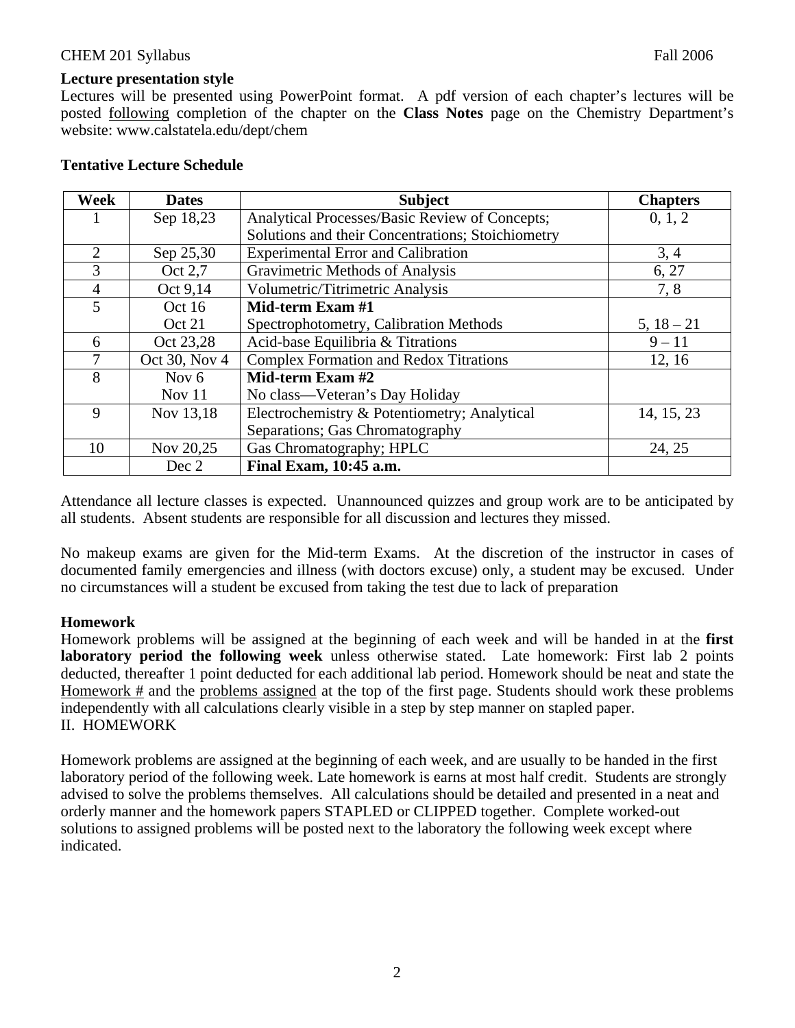**Lecture presentation style**

Lectures will be presented using PowerPoint format. A pdf version of each chapter's lectures will be posted following completion of the chapter on the **Class Notes** page on the Chemistry Department's website: www.calstatela.edu/dept/chem

**Tentative Lecture Schedule**

| Week | Dates | Subject | Chapters |
|---|---|---|---|
| 1 | Sep 18,23 | Analytical Processes/Basic Review of Concepts; Solutions and their Concentrations; Stoichiometry | 0, 1, 2 |
| 2 | Sep 25,30 | Experimental Error and Calibration | 3, 4 |
| 3 | Oct 2,7 | Gravimetric Methods of Analysis | 6, 27 |
| 4 | Oct 9,14 | Volumetric/Titrimetric Analysis | 7, 8 |
| 5 | Oct 16<br>Oct 21 | **Mid-term Exam #1**<br>Spectrophotometry, Calibration Methods | <br>5, 18 – 21 |
| 6 | Oct 23,28 | Acid-base Equilibria & Titrations | 9 – 11 |
| 7 | Oct 30, Nov 4 | Complex Formation and Redox Titrations | 12, 16 |
| 8 | Nov 6<br>Nov 11 | **Mid-term Exam #2**<br>No class—Veteran's Day Holiday | |
| 9 | Nov 13,18 | Electrochemistry & Potentiometry; Analytical Separations; Gas Chromatography | 14, 15, 23 |
| 10 | Nov 20,25 | Gas Chromatography; HPLC | 24, 25 |
| | Dec 2 | **Final Exam, 10:45 a.m.** | |

Attendance all lecture classes is expected. Unannounced quizzes and group work are to be anticipated by all students. Absent students are responsible for all discussion and lectures they missed.

No makeup exams are given for the Mid-term Exams. At the discretion of the instructor in cases of documented family emergencies and illness (with doctors excuse) only, a student may be excused. Under no circumstances will a student be excused from taking the test due to lack of preparation

**Homework**

Homework problems will be assigned at the beginning of each week and will be handed in at the **first laboratory period the following week** unless otherwise stated. Late homework: First lab 2 points deducted, thereafter 1 point deducted for each additional lab period. Homework should be neat and state the Homework # and the problems assigned at the top of the first page. Students should work these problems independently with all calculations clearly visible in a step by step manner on stapled paper.

II. HOMEWORK

Homework problems are assigned at the beginning of each week, and are usually to be handed in the first laboratory period of the following week. Late homework is earns at most half credit. Students are strongly advised to solve the problems themselves. All calculations should be detailed and presented in a neat and orderly manner and the homework papers STAPLED or CLIPPED together. Complete worked-out solutions to assigned problems will be posted next to the laboratory the following week except where indicated.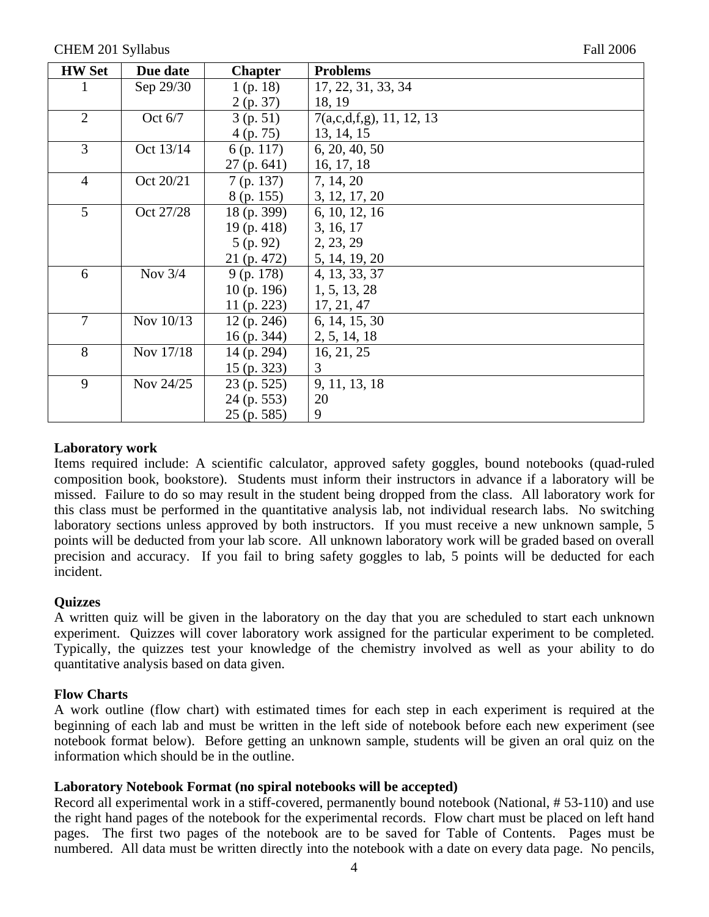| HW Set | Due date | Chapter | Problems |
|---|---|---|---|
| 1 | Sep 29/30 | 1 (p. 18) | 17, 22, 31, 33, 34 |
| | | 2 (p. 37) | 18, 19 |
| 2 | Oct 6/7 | 3 (p. 51) | 7(a,c,d,f,g), 11, 12, 13 |
| | | 4 (p. 75) | 13, 14, 15 |
| 3 | Oct 13/14 | 6 (p. 117) | 6, 20, 40, 50 |
| | | 27 (p. 641) | 16, 17, 18 |
| 4 | Oct 20/21 | 7 (p. 137) | 7, 14, 20 |
| | | 8 (p. 155) | 3, 12, 17, 20 |
| 5 | Oct 27/28 | 18 (p. 399) | 6, 10, 12, 16 |
| | | 19 (p. 418) | 3, 16, 17 |
| | | 5 (p. 92) | 2, 23, 29 |
| | | 21 (p. 472) | 5, 14, 19, 20 |
| 6 | Nov 3/4 | 9 (p. 178) | 4, 13, 33, 37 |
| | | 10 (p. 196) | 1, 5, 13, 28 |
| | | 11 (p. 223) | 17, 21, 47 |
| 7 | Nov 10/13 | 12 (p. 246) | 6, 14, 15, 30 |
| | | 16 (p. 344) | 2, 5, 14, 18 |
| 8 | Nov 17/18 | 14 (p. 294) | 16, 21, 25 |
| | | 15 (p. 323) | 3 |
| 9 | Nov 24/25 | 23 (p. 525) | 9, 11, 13, 18 |
| | | 24 (p. 553) | 20 |
| | | 25 (p. 585) | 9 |

**Laboratory work**

Items required include: A scientific calculator, approved safety goggles, bound notebooks (quad-ruled composition book, bookstore). Students must inform their instructors in advance if a laboratory will be missed. Failure to do so may result in the student being dropped from the class. All laboratory work for this class must be performed in the quantitative analysis lab, not individual research labs. No switching laboratory sections unless approved by both instructors. If you must receive a new unknown sample, 5 points will be deducted from your lab score. All unknown laboratory work will be graded based on overall precision and accuracy. If you fail to bring safety goggles to lab, 5 points will be deducted for each incident.

**Quizzes**

A written quiz will be given in the laboratory on the day that you are scheduled to start each unknown experiment. Quizzes will cover laboratory work assigned for the particular experiment to be completed. Typically, the quizzes test your knowledge of the chemistry involved as well as your ability to do quantitative analysis based on data given.

**Flow Charts**

A work outline (flow chart) with estimated times for each step in each experiment is required at the beginning of each lab and must be written in the left side of notebook before each new experiment (see notebook format below). Before getting an unknown sample, students will be given an oral quiz on the information which should be in the outline.

**Laboratory Notebook Format (no spiral notebooks will be accepted)**

Record all experimental work in a stiff-covered, permanently bound notebook (National, # 53-110) and use the right hand pages of the notebook for the experimental records. Flow chart must be placed on left hand pages. The first two pages of the notebook are to be saved for Table of Contents. Pages must be numbered. All data must be written directly into the notebook with a date on every data page. No pencils,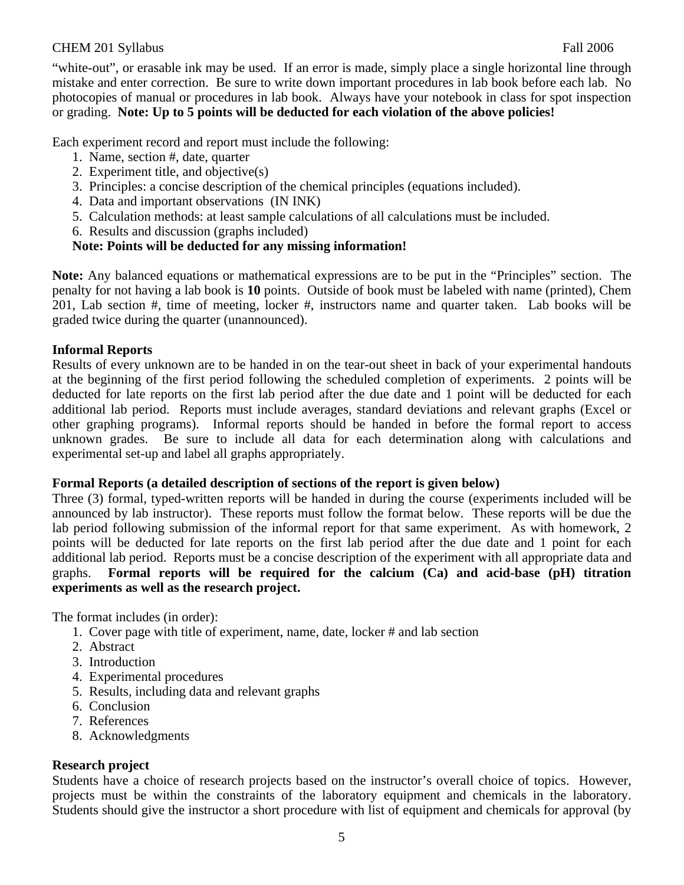"white-out", or erasable ink may be used. If an error is made, simply place a single horizontal line through mistake and enter correction. Be sure to write down important procedures in lab book before each lab. No photocopies of manual or procedures in lab book. Always have your notebook in class for spot inspection or grading. **Note: Up to 5 points will be deducted for each violation of the above policies!**

Each experiment record and report must include the following:

1. Name, section #, date, quarter
2. Experiment title, and objective(s)
3. Principles: a concise description of the chemical principles (equations included).
4. Data and important observations (IN INK)
5. Calculation methods: at least sample calculations of all calculations must be included.
6. Results and discussion (graphs included)

**Note: Points will be deducted for any missing information!**

**Note:** Any balanced equations or mathematical expressions are to be put in the "Principles" section. The penalty for not having a lab book is **10** points. Outside of book must be labeled with name (printed), Chem 201, Lab section #, time of meeting, locker #, instructors name and quarter taken. Lab books will be graded twice during the quarter (unannounced).

### Informal Reports

Results of every unknown are to be handed in on the tear-out sheet in back of your experimental handouts at the beginning of the first period following the scheduled completion of experiments. 2 points will be deducted for late reports on the first lab period after the due date and 1 point will be deducted for each additional lab period. Reports must include averages, standard deviations and relevant graphs (Excel or other graphing programs). Informal reports should be handed in before the formal report to access unknown grades. Be sure to include all data for each determination along with calculations and experimental set-up and label all graphs appropriately.

### Formal Reports (a detailed description of sections of the report is given below)

Three (3) formal, typed-written reports will be handed in during the course (experiments included will be announced by lab instructor). These reports must follow the format below. These reports will be due the lab period following submission of the informal report for that same experiment. As with homework, 2 points will be deducted for late reports on the first lab period after the due date and 1 point for each additional lab period. Reports must be a concise description of the experiment with all appropriate data and graphs. **Formal reports will be required for the calcium (Ca) and acid-base (pH) titration experiments as well as the research project.**

The format includes (in order):

1. Cover page with title of experiment, name, date, locker # and lab section
2. Abstract
3. Introduction
4. Experimental procedures
5. Results, including data and relevant graphs
6. Conclusion
7. References
8. Acknowledgments

### Research project

Students have a choice of research projects based on the instructor's overall choice of topics. However, projects must be within the constraints of the laboratory equipment and chemicals in the laboratory. Students should give the instructor a short procedure with list of equipment and chemicals for approval (by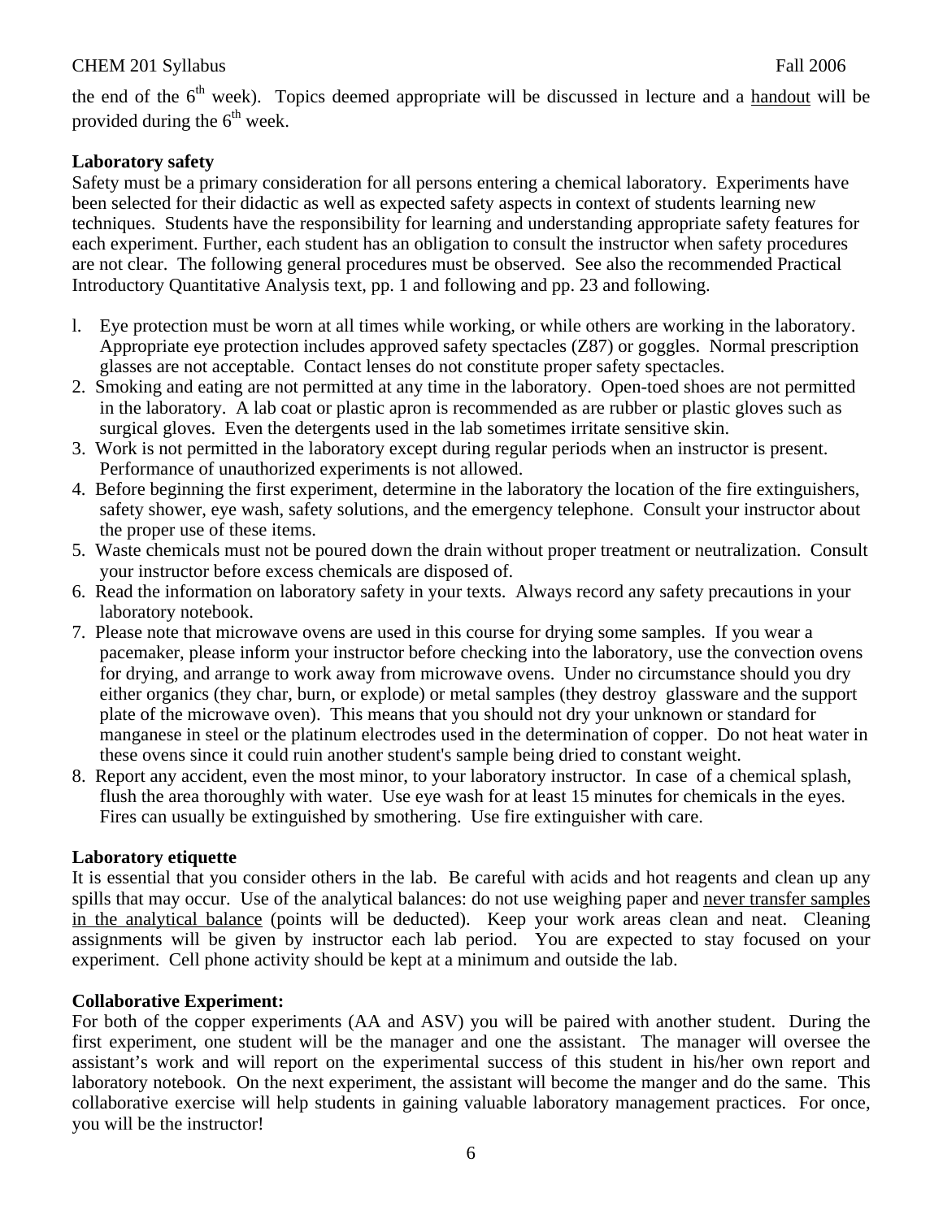the end of the 6th week). Topics deemed appropriate will be discussed in lecture and a handout will be provided during the 6th week.

**Laboratory safety**

Safety must be a primary consideration for all persons entering a chemical laboratory. Experiments have been selected for their didactic as well as expected safety aspects in context of students learning new techniques. Students have the responsibility for learning and understanding appropriate safety features for each experiment. Further, each student has an obligation to consult the instructor when safety procedures are not clear. The following general procedures must be observed. See also the recommended Practical Introductory Quantitative Analysis text, pp. 1 and following and pp. 23 and following.

1. Eye protection must be worn at all times while working, or while others are working in the laboratory. Appropriate eye protection includes approved safety spectacles (Z87) or goggles. Normal prescription glasses are not acceptable. Contact lenses do not constitute proper safety spectacles.
2. Smoking and eating are not permitted at any time in the laboratory. Open-toed shoes are not permitted in the laboratory. A lab coat or plastic apron is recommended as are rubber or plastic gloves such as surgical gloves. Even the detergents used in the lab sometimes irritate sensitive skin.
3. Work is not permitted in the laboratory except during regular periods when an instructor is present. Performance of unauthorized experiments is not allowed.
4. Before beginning the first experiment, determine in the laboratory the location of the fire extinguishers, safety shower, eye wash, safety solutions, and the emergency telephone. Consult your instructor about the proper use of these items.
5. Waste chemicals must not be poured down the drain without proper treatment or neutralization. Consult your instructor before excess chemicals are disposed of.
6. Read the information on laboratory safety in your texts. Always record any safety precautions in your laboratory notebook.
7. Please note that microwave ovens are used in this course for drying some samples. If you wear a pacemaker, please inform your instructor before checking into the laboratory, use the convection ovens for drying, and arrange to work away from microwave ovens. Under no circumstance should you dry either organics (they char, burn, or explode) or metal samples (they destroy glassware and the support plate of the microwave oven). This means that you should not dry your unknown or standard for manganese in steel or the platinum electrodes used in the determination of copper. Do not heat water in these ovens since it could ruin another student's sample being dried to constant weight.
8. Report any accident, even the most minor, to your laboratory instructor. In case of a chemical splash, flush the area thoroughly with water. Use eye wash for at least 15 minutes for chemicals in the eyes. Fires can usually be extinguished by smothering. Use fire extinguisher with care.

**Laboratory etiquette**

It is essential that you consider others in the lab. Be careful with acids and hot reagents and clean up any spills that may occur. Use of the analytical balances: do not use weighing paper and never transfer samples in the analytical balance (points will be deducted). Keep your work areas clean and neat. Cleaning assignments will be given by instructor each lab period. You are expected to stay focused on your experiment. Cell phone activity should be kept at a minimum and outside the lab.

**Collaborative Experiment:**

For both of the copper experiments (AA and ASV) you will be paired with another student. During the first experiment, one student will be the manager and one the assistant. The manager will oversee the assistant's work and will report on the experimental success of this student in his/her own report and laboratory notebook. On the next experiment, the assistant will become the manger and do the same. This collaborative exercise will help students in gaining valuable laboratory management practices. For once, you will be the instructor!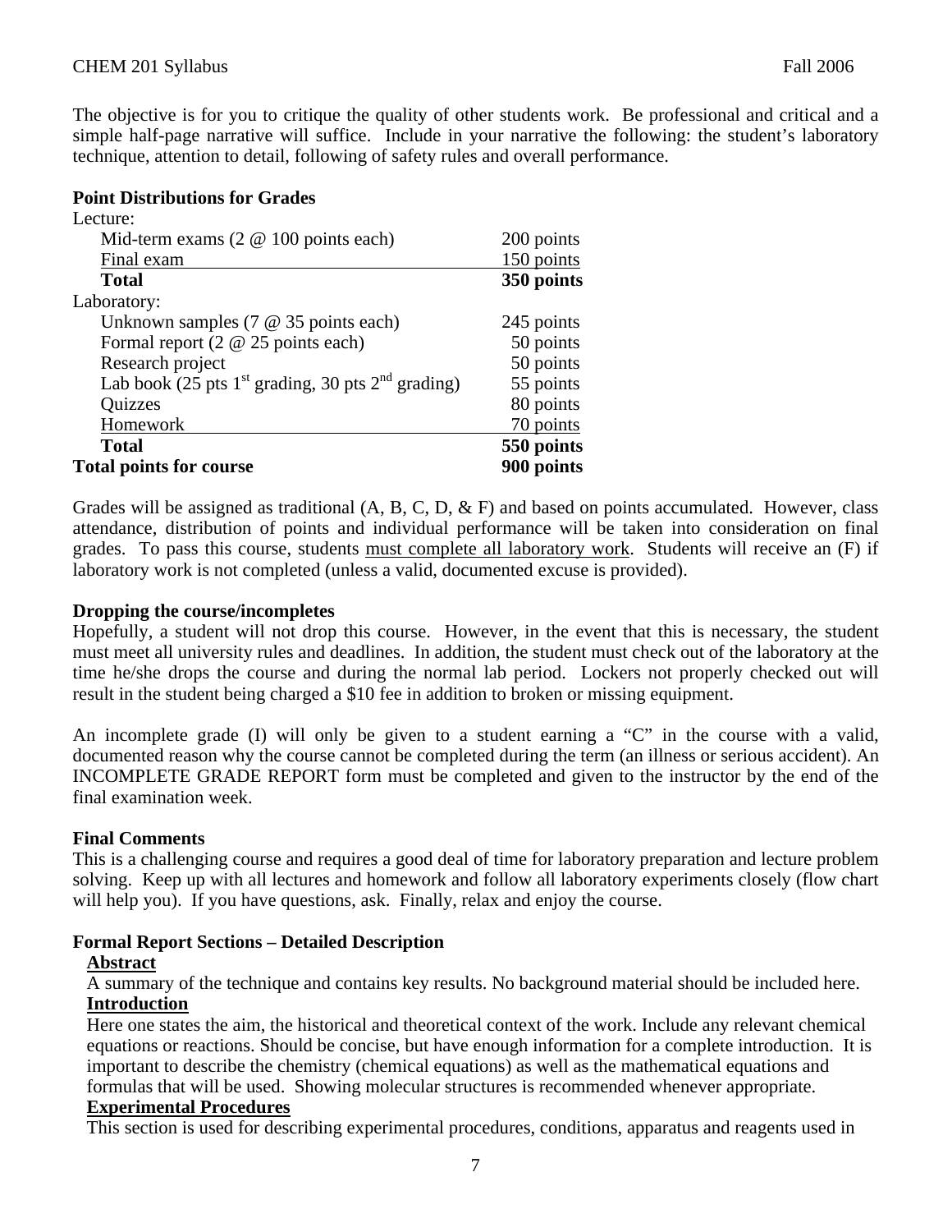The objective is for you to critique the quality of other students work. Be professional and critical and a simple half-page narrative will suffice. Include in your narrative the following: the student's laboratory technique, attention to detail, following of safety rules and overall performance.

**Point Distributions for Grades**

| | |
|---|---|
| Lecture: | |
| Mid-term exams (2 @ 100 points each) | 200 points |
| Final exam | 150 points |
| **Total** | **350 points** |
| Laboratory: | |
| Unknown samples (7 @ 35 points each) | 245 points |
| Formal report (2 @ 25 points each) | 50 points |
| Research project | 50 points |
| Lab book (25 pts 1st grading, 30 pts 2nd grading) | 55 points |
| Quizzes | 80 points |
| Homework | 70 points |
| **Total** | **550 points** |
| **Total points for course** | **900 points** |

Grades will be assigned as traditional (A, B, C, D, & F) and based on points accumulated. However, class attendance, distribution of points and individual performance will be taken into consideration on final grades. To pass this course, students must complete all laboratory work. Students will receive an (F) if laboratory work is not completed (unless a valid, documented excuse is provided).

**Dropping the course/incompletes**

Hopefully, a student will not drop this course. However, in the event that this is necessary, the student must meet all university rules and deadlines. In addition, the student must check out of the laboratory at the time he/she drops the course and during the normal lab period. Lockers not properly checked out will result in the student being charged a $10 fee in addition to broken or missing equipment.

An incomplete grade (I) will only be given to a student earning a "C" in the course with a valid, documented reason why the course cannot be completed during the term (an illness or serious accident). An INCOMPLETE GRADE REPORT form must be completed and given to the instructor by the end of the final examination week.

**Final Comments**

This is a challenging course and requires a good deal of time for laboratory preparation and lecture problem solving. Keep up with all lectures and homework and follow all laboratory experiments closely (flow chart will help you). If you have questions, ask. Finally, relax and enjoy the course.

**Formal Report Sections – Detailed Description**

**Abstract**

A summary of the technique and contains key results. No background material should be included here.

**Introduction**

Here one states the aim, the historical and theoretical context of the work. Include any relevant chemical equations or reactions. Should be concise, but have enough information for a complete introduction. It is important to describe the chemistry (chemical equations) as well as the mathematical equations and formulas that will be used. Showing molecular structures is recommended whenever appropriate.

**Experimental Procedures**

This section is used for describing experimental procedures, conditions, apparatus and reagents used in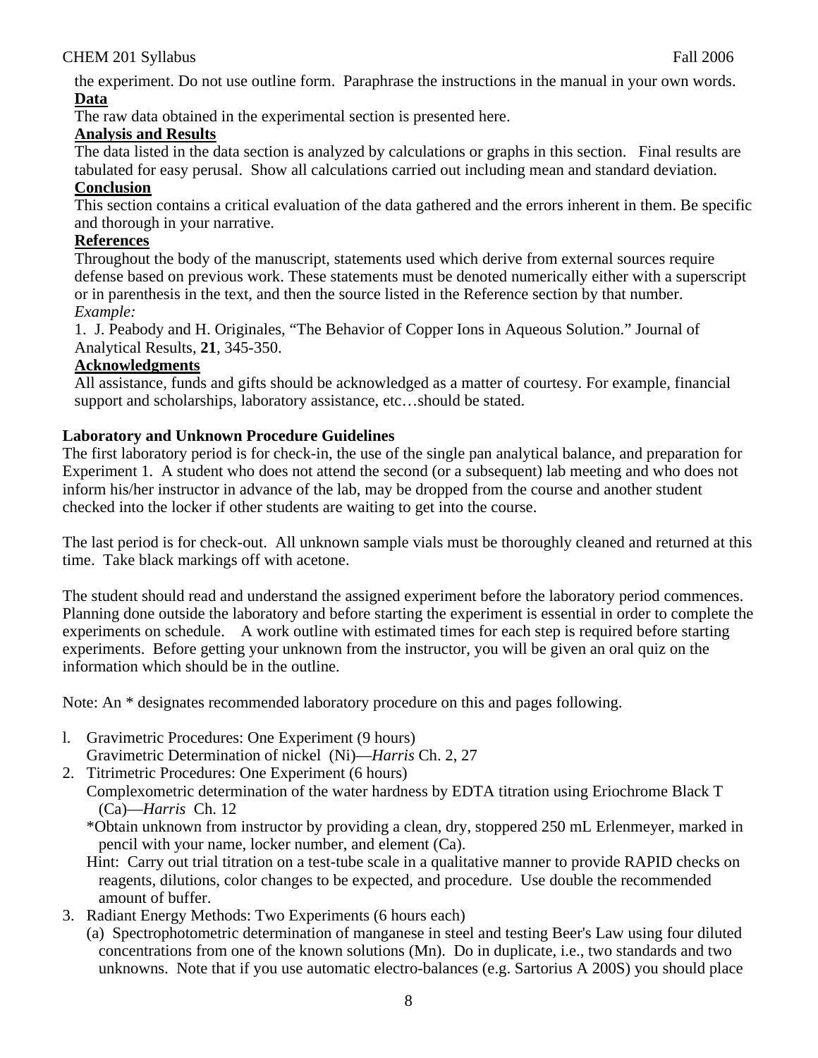the experiment. Do not use outline form. Paraphrase the instructions in the manual in your own words.

**Data**

The raw data obtained in the experimental section is presented here.

**Analysis and Results**

The data listed in the data section is analyzed by calculations or graphs in this section. Final results are tabulated for easy perusal. Show all calculations carried out including mean and standard deviation.

**Conclusion**

This section contains a critical evaluation of the data gathered and the errors inherent in them. Be specific and thorough in your narrative.

**References**

Throughout the body of the manuscript, statements used which derive from external sources require defense based on previous work. These statements must be denoted numerically either with a superscript or in parenthesis in the text, and then the source listed in the Reference section by that number.

*Example:*

1. J. Peabody and H. Originales, "The Behavior of Copper Ions in Aqueous Solution." Journal of Analytical Results, **21**, 345-350.

**Acknowledgments**

All assistance, funds and gifts should be acknowledged as a matter of courtesy. For example, financial support and scholarships, laboratory assistance, etc…should be stated.

### Laboratory and Unknown Procedure Guidelines

The first laboratory period is for check-in, the use of the single pan analytical balance, and preparation for Experiment 1. A student who does not attend the second (or a subsequent) lab meeting and who does not inform his/her instructor in advance of the lab, may be dropped from the course and another student checked into the locker if other students are waiting to get into the course.

The last period is for check-out. All unknown sample vials must be thoroughly cleaned and returned at this time. Take black markings off with acetone.

The student should read and understand the assigned experiment before the laboratory period commences. Planning done outside the laboratory and before starting the experiment is essential in order to complete the experiments on schedule. A work outline with estimated times for each step is required before starting experiments. Before getting your unknown from the instructor, you will be given an oral quiz on the information which should be in the outline.

Note: An * designates recommended laboratory procedure on this and pages following.

1. Gravimetric Procedures: One Experiment (9 hours)
   Gravimetric Determination of nickel (Ni)—*Harris* Ch. 2, 27
2. Titrimetric Procedures: One Experiment (6 hours)
   Complexometric determination of the water hardness by EDTA titration using Eriochrome Black T (Ca)—*Harris* Ch. 12
   *Obtain unknown from instructor by providing a clean, dry, stoppered 250 mL Erlenmeyer, marked in pencil with your name, locker number, and element (Ca).
   Hint: Carry out trial titration on a test-tube scale in a qualitative manner to provide RAPID checks on reagents, dilutions, color changes to be expected, and procedure. Use double the recommended amount of buffer.
3. Radiant Energy Methods: Two Experiments (6 hours each)
   (a) Spectrophotometric determination of manganese in steel and testing Beer's Law using four diluted concentrations from one of the known solutions (Mn). Do in duplicate, i.e., two standards and two unknowns. Note that if you use automatic electro-balances (e.g. Sartorius A 200S) you should place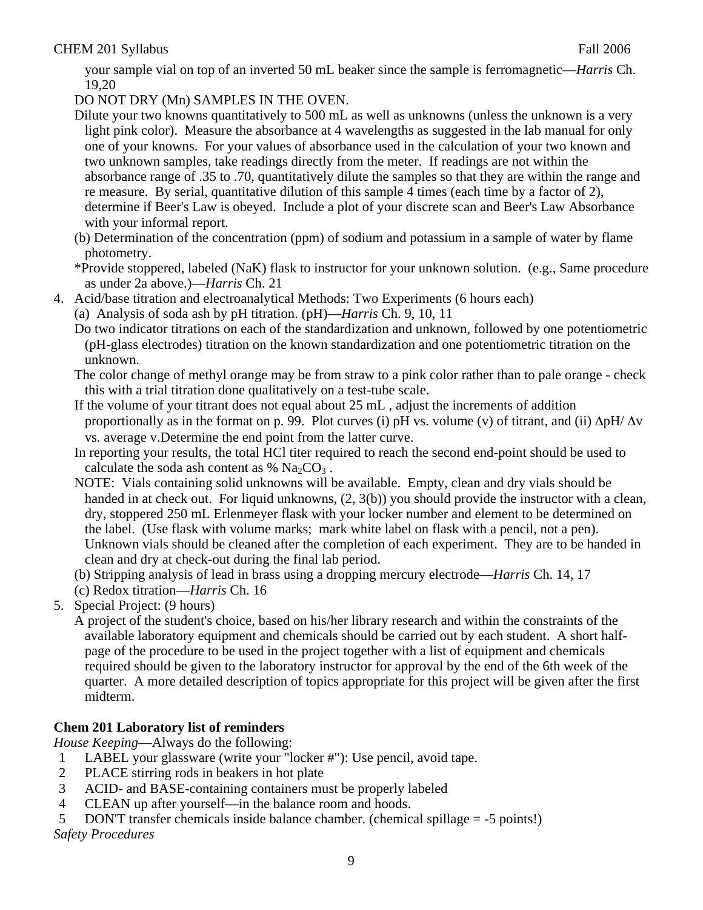your sample vial on top of an inverted 50 mL beaker since the sample is ferromagnetic—*Harris* Ch. 19,20

DO NOT DRY (Mn) SAMPLES IN THE OVEN.

Dilute your two knowns quantitatively to 500 mL as well as unknowns (unless the unknown is a very light pink color). Measure the absorbance at 4 wavelengths as suggested in the lab manual for only one of your knowns. For your values of absorbance used in the calculation of your two known and two unknown samples, take readings directly from the meter. If readings are not within the absorbance range of .35 to .70, quantitatively dilute the samples so that they are within the range and re measure. By serial, quantitative dilution of this sample 4 times (each time by a factor of 2), determine if Beer's Law is obeyed. Include a plot of your discrete scan and Beer's Law Absorbance with your informal report.

(b) Determination of the concentration (ppm) of sodium and potassium in a sample of water by flame photometry.

*Provide stoppered, labeled (NaK) flask to instructor for your unknown solution. (e.g., Same procedure as under 2a above.)—*Harris* Ch. 21

4. Acid/base titration and electroanalytical Methods: Two Experiments (6 hours each)

   (a) Analysis of soda ash by pH titration. (pH)—*Harris* Ch. 9, 10, 11

   Do two indicator titrations on each of the standardization and unknown, followed by one potentiometric (pH-glass electrodes) titration on the known standardization and one potentiometric titration on the unknown.

   The color change of methyl orange may be from straw to a pink color rather than to pale orange - check this with a trial titration done qualitatively on a test-tube scale.

   If the volume of your titrant does not equal about 25 mL , adjust the increments of addition proportionally as in the format on p. 99. Plot curves (i) pH vs. volume (v) of titrant, and (ii) $\Delta$pH/ $\Delta$v vs. average v.Determine the end point from the latter curve.

   In reporting your results, the total HCl titer required to reach the second end-point should be used to calculate the soda ash content as % $Na_2CO_3$ .

   NOTE: Vials containing solid unknowns will be available. Empty, clean and dry vials should be handed in at check out. For liquid unknowns, (2, 3(b)) you should provide the instructor with a clean, dry, stoppered 250 mL Erlenmeyer flask with your locker number and element to be determined on the label. (Use flask with volume marks; mark white label on flask with a pencil, not a pen). Unknown vials should be cleaned after the completion of each experiment. They are to be handed in clean and dry at check-out during the final lab period.

   (b) Stripping analysis of lead in brass using a dropping mercury electrode—*Harris* Ch. 14, 17

   (c) Redox titration—*Harris* Ch. 16

5. Special Project: (9 hours)

   A project of the student's choice, based on his/her library research and within the constraints of the available laboratory equipment and chemicals should be carried out by each student. A short half-page of the procedure to be used in the project together with a list of equipment and chemicals required should be given to the laboratory instructor for approval by the end of the 6th week of the quarter. A more detailed description of topics appropriate for this project will be given after the first midterm.

**Chem 201 Laboratory list of reminders**

*House Keeping*—Always do the following:

1. LABEL your glassware (write your "locker #"): Use pencil, avoid tape.
2. PLACE stirring rods in beakers in hot plate
3. ACID- and BASE-containing containers must be properly labeled
4. CLEAN up after yourself—in the balance room and hoods.
5. DON'T transfer chemicals inside balance chamber. (chemical spillage = -5 points!)

*Safety Procedures*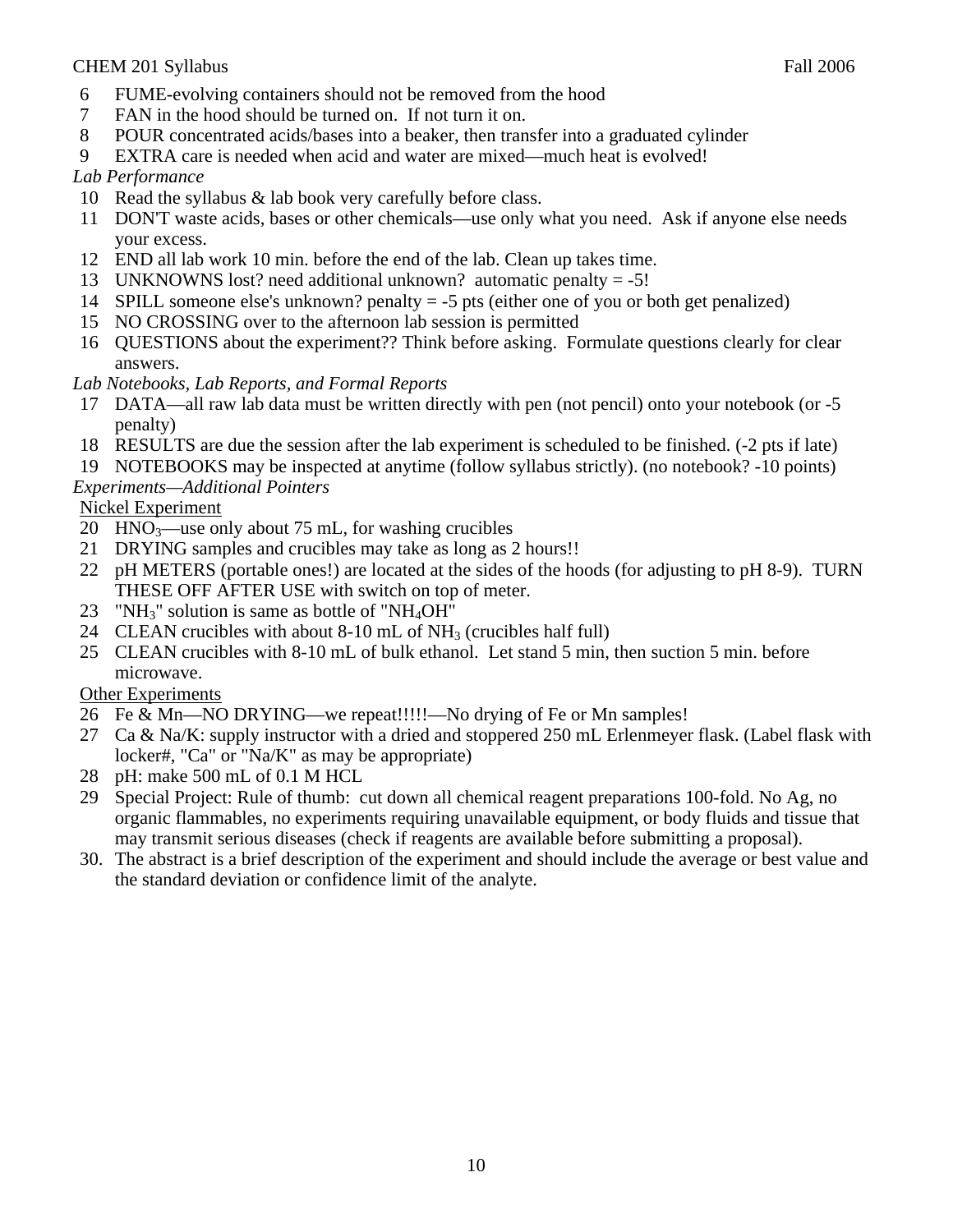6. FUME-evolving containers should not be removed from the hood
7. FAN in the hood should be turned on. If not turn it on.
8. POUR concentrated acids/bases into a beaker, then transfer into a graduated cylinder
9. EXTRA care is needed when acid and water are mixed—much heat is evolved!

*Lab Performance*

10. Read the syllabus & lab book very carefully before class.
11. DON'T waste acids, bases or other chemicals—use only what you need. Ask if anyone else needs your excess.
12. END all lab work 10 min. before the end of the lab. Clean up takes time.
13. UNKNOWNS lost? need additional unknown? automatic penalty = -5!
14. SPILL someone else's unknown? penalty = -5 pts (either one of you or both get penalized)
15. NO CROSSING over to the afternoon lab session is permitted
16. QUESTIONS about the experiment?? Think before asking. Formulate questions clearly for clear answers.

*Lab Notebooks, Lab Reports, and Formal Reports*

17. DATA—all raw lab data must be written directly with pen (not pencil) onto your notebook (or -5 penalty)
18. RESULTS are due the session after the lab experiment is scheduled to be finished. (-2 pts if late)
19. NOTEBOOKS may be inspected at anytime (follow syllabus strictly). (no notebook? -10 points)

*Experiments—Additional Pointers*

<u>Nickel Experiment</u>

20. $HNO_3$—use only about 75 mL, for washing crucibles
21. DRYING samples and crucibles may take as long as 2 hours!!
22. pH METERS (portable ones!) are located at the sides of the hoods (for adjusting to pH 8-9). TURN THESE OFF AFTER USE with switch on top of meter.
23. "$NH_3$" solution is same as bottle of "$NH_4OH$"
24. CLEAN crucibles with about 8-10 mL of $NH_3$ (crucibles half full)
25. CLEAN crucibles with 8-10 mL of bulk ethanol. Let stand 5 min, then suction 5 min. before microwave.

<u>Other Experiments</u>

26. Fe & Mn—NO DRYING—we repeat!!!!!—No drying of Fe or Mn samples!
27. Ca & Na/K: supply instructor with a dried and stoppered 250 mL Erlenmeyer flask. (Label flask with locker#, "Ca" or "Na/K" as may be appropriate)
28. pH: make 500 mL of 0.1 M HCL
29. Special Project: Rule of thumb: cut down all chemical reagent preparations 100-fold. No Ag, no organic flammables, no experiments requiring unavailable equipment, or body fluids and tissue that may transmit serious diseases (check if reagents are available before submitting a proposal).
30. The abstract is a brief description of the experiment and should include the average or best value and the standard deviation or confidence limit of the analyte.